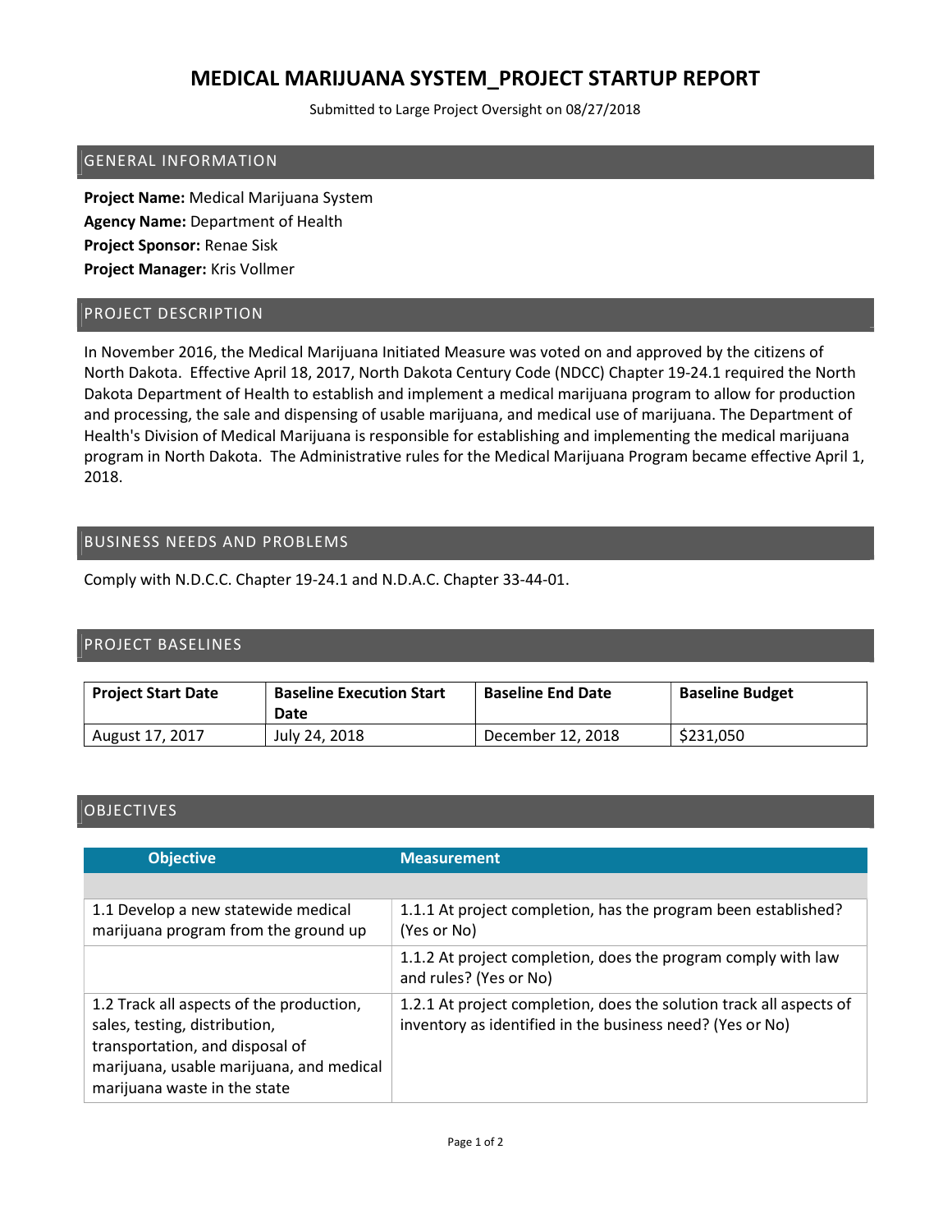# MEDICAL MARIJUANA SYSTEM_PROJECT STARTUP REPORT

Submitted to Large Project Oversight on 08/27/2018

## GENERAL INFORMATION

**Project Name:** Medical Marijuana System
**Agency Name:** Department of Health
**Project Sponsor:** Renae Sisk
**Project Manager:** Kris Vollmer

## PROJECT DESCRIPTION

In November 2016, the Medical Marijuana Initiated Measure was voted on and approved by the citizens of North Dakota. Effective April 18, 2017, North Dakota Century Code (NDCC) Chapter 19-24.1 required the North Dakota Department of Health to establish and implement a medical marijuana program to allow for production and processing, the sale and dispensing of usable marijuana, and medical use of marijuana. The Department of Health's Division of Medical Marijuana is responsible for establishing and implementing the medical marijuana program in North Dakota. The Administrative rules for the Medical Marijuana Program became effective April 1, 2018.

## BUSINESS NEEDS AND PROBLEMS

Comply with N.D.C.C. Chapter 19-24.1 and N.D.A.C. Chapter 33-44-01.

## PROJECT BASELINES

| Project Start Date | Baseline Execution Start Date | Baseline End Date | Baseline Budget |
|---|---|---|---|
| August 17, 2017 | July 24, 2018 | December 12, 2018 | $231,050 |

## OBJECTIVES

| Objective | Measurement |
|---|---|
| | |
| 1.1 Develop a new statewide medical marijuana program from the ground up | 1.1.1 At project completion, has the program been established? (Yes or No) |
| | 1.1.2 At project completion, does the program comply with law and rules? (Yes or No) |
| 1.2 Track all aspects of the production, sales, testing, distribution, transportation, and disposal of marijuana, usable marijuana, and medical marijuana waste in the state | 1.2.1 At project completion, does the solution track all aspects of inventory as identified in the business need? (Yes or No) |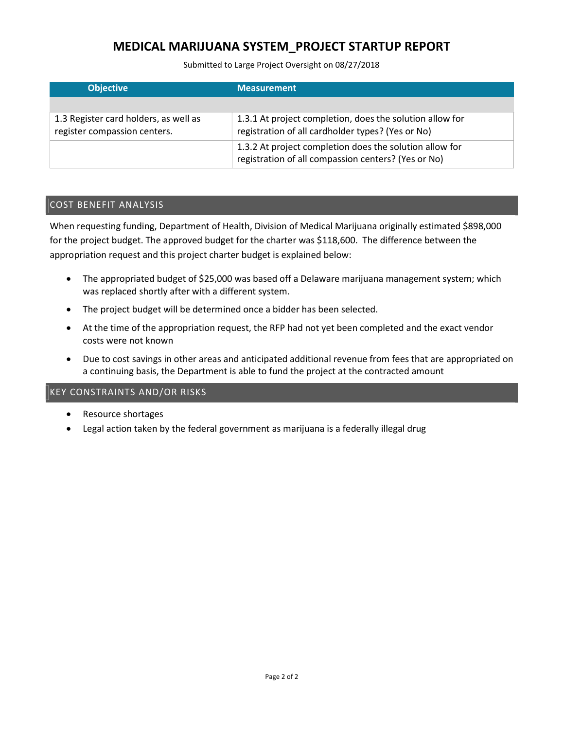# MEDICAL MARIJUANA SYSTEM_PROJECT STARTUP REPORT

Submitted to Large Project Oversight on 08/27/2018

| Objective | Measurement |
|---|---|
| | |
| 1.3 Register card holders, as well as register compassion centers. | 1.3.1 At project completion, does the solution allow for registration of all cardholder types? (Yes or No) |
| | 1.3.2 At project completion does the solution allow for registration of all compassion centers? (Yes or No) |

## COST BENEFIT ANALYSIS

When requesting funding, Department of Health, Division of Medical Marijuana originally estimated $898,000 for the project budget. The approved budget for the charter was $118,600. The difference between the appropriation request and this project charter budget is explained below:

- The appropriated budget of $25,000 was based off a Delaware marijuana management system; which was replaced shortly after with a different system.
- The project budget will be determined once a bidder has been selected.
- At the time of the appropriation request, the RFP had not yet been completed and the exact vendor costs were not known
- Due to cost savings in other areas and anticipated additional revenue from fees that are appropriated on a continuing basis, the Department is able to fund the project at the contracted amount

## KEY CONSTRAINTS AND/OR RISKS

- Resource shortages
- Legal action taken by the federal government as marijuana is a federally illegal drug